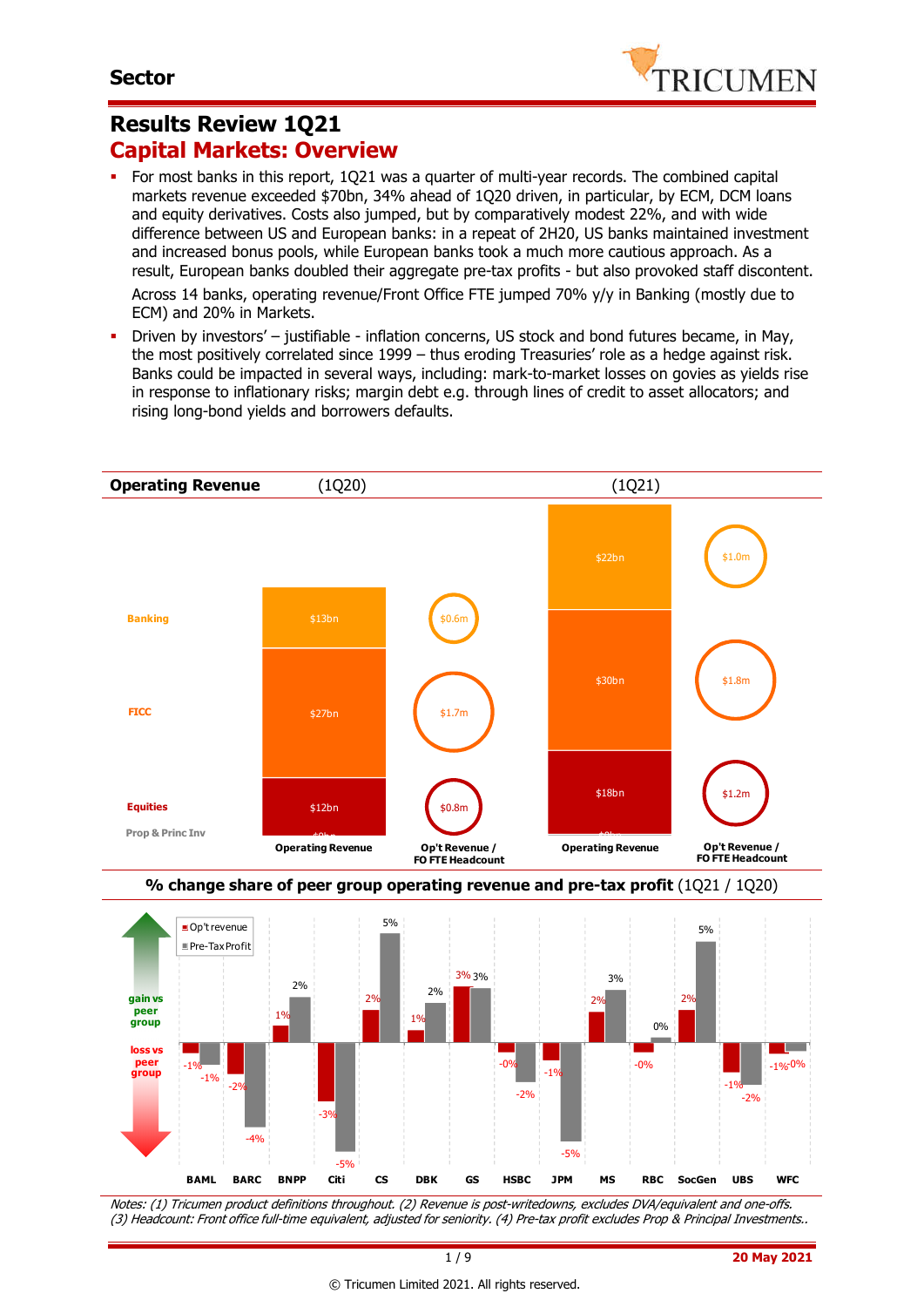Sector

# Results Review 1Q21

## Capital Markets: Overview

- For most banks in this report, 1Q21 was a quarter of multi-year records. The combined capital markets revenue exceeded $70bn, 34% ahead of 1Q20 driven, in particular, by ECM, DCM loans and equity derivatives. Costs also jumped, but by comparatively modest 22%, and with wide difference between US and European banks: in a repeat of 2H20, US banks maintained investment and increased bonus pools, while European banks took a much more cautious approach. As a result, European banks doubled their aggregate pre-tax profits - but also provoked staff discontent.

  Across 14 banks, operating revenue/Front Office FTE jumped 70% y/y in Banking (mostly due to ECM) and 20% in Markets.

- Driven by investors' – justifiable - inflation concerns, US stock and bond futures became, in May, the most positively correlated since 1999 – thus eroding Treasuries' role as a hedge against risk. Banks could be impacted in several ways, including: mark-to-market losses on govies as yields rise in response to inflationary risks; margin debt e.g. through lines of credit to asset allocators; and rising long-bond yields and borrowers defaults.

**Operating Revenue**

| | (1Q20) Operating Revenue | (1Q20) Op't Revenue / FO FTE Headcount | (1Q21) Operating Revenue | (1Q21) Op't Revenue / FO FTE Headcount |
|---|---|---|---|---|
| Banking | $13bn | $0.6m | $22bn | $1.0m |
| FICC | $27bn | $1.7m | $30bn | $1.8m |
| Equities | $12bn | $0.8m | $18bn | $1.2m |
| Prop & Princ Inv | $0bn | | $0bn | |

**% change share of peer group operating revenue and pre-tax profit** (1Q21 / 1Q20)

| | BAML | BARC | BNPP | Citi | CS | DBK | GS | HSBC | JPM | MS | RBC | SocGen | UBS | WFC |
|---|---|---|---|---|---|---|---|---|---|---|---|---|---|---|
| Op't revenue | -1% | -2% | 1% | -3% | 2% | 1% | 3% | -0% | -1% | 2% | -0% | 2% | -1% | -1% |
| Pre-Tax Profit | -1% | -4% | 2% | -5% | 5% | 2% | 3% | -2% | -5% | 3% | 0% | 5% | -2% | -0% |

*Notes: (1) Tricumen product definitions throughout. (2) Revenue is post-writedowns, excludes DVA/equivalent and one-offs. (3) Headcount: Front office full-time equivalent, adjusted for seniority. (4) Pre-tax profit excludes Prop & Principal Investments..*

20 May 2021

© Tricumen Limited 2021. All rights reserved.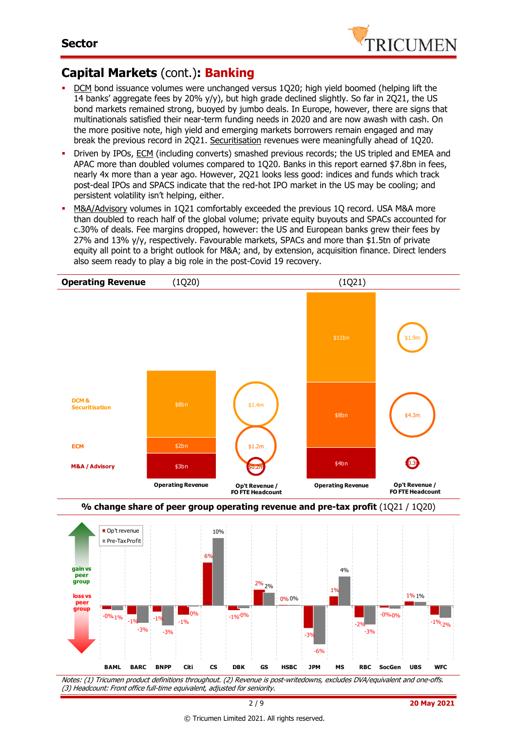# Capital Markets (cont.): **Banking**

- DCM bond issuance volumes were unchanged versus 1Q20; high yield boomed (helping lift the 14 banks' aggregate fees by 20% y/y), but high grade declined slightly. So far in 2Q21, the US bond markets remained strong, buoyed by jumbo deals. In Europe, however, there are signs that multinationals satisfied their near-term funding needs in 2020 and are now awash with cash. On the more positive note, high yield and emerging markets borrowers remain engaged and may break the previous record in 2Q21. Securitisation revenues were meaningfully ahead of 1Q20.
- Driven by IPOs, ECM (including converts) smashed previous records; the US tripled and EMEA and APAC more than doubled volumes compared to 1Q20. Banks in this report earned $7.8bn in fees, nearly 4x more than a year ago. However, 2Q21 looks less good: indices and funds which track post-deal IPOs and SPACS indicate that the red-hot IPO market in the US may be cooling; and persistent volatility isn't helping, either.
- M&A/Advisory volumes in 1Q21 comfortably exceeded the previous 1Q record. USA M&A more than doubled to reach half of the global volume; private equity buyouts and SPACs accounted for c.30% of deals. Fee margins dropped, however: the US and European banks grew their fees by 27% and 13% y/y, respectively. Favourable markets, SPACs and more than $1.5tn of private equity all point to a bright outlook for M&A; and, by extension, acquisition finance. Direct lenders also seem ready to play a big role in the post-Covid 19 recovery.

**Operating Revenue** (1Q20) (1Q21)

| | Operating Revenue (1Q20) | Op't Revenue / FO FTE Headcount (1Q20) | Operating Revenue (1Q21) | Op't Revenue / FO FTE Headcount (1Q21) |
|---|---|---|---|---|
| DCM & Securitisation | $8bn | $1.4m | $11bn | $1.9m |
| ECM | $2bn | $1.2m | $8bn | $4.3m |
| M&A / Advisory | $3bn | $0.2m | $4bn | $0.3m |

**% change share of peer group operating revenue and pre-tax profit** (1Q21 / 1Q20)

| | BAML | BARC | BNPP | Citi | CS | DBK | GS | HSBC | JPM | MS | RBC | SocGen | UBS | WFC |
|---|---|---|---|---|---|---|---|---|---|---|---|---|---|---|
| Op't revenue | -0% | -1% | -1% | -1% | 6% | -1% | 2% | 0% | -3% | 1% | -2% | -0% | 1% | -1% |
| Pre-Tax Profit | -1% | -3% | -3% | 0% | 10% | 0% | 2% | 0% | -6% | 4% | -3% | -0% | 1% | -2% |

gain vs peer group / loss vs peer group

*Notes: (1) Tricumen product definitions throughout. (2) Revenue is post-writedowns, excludes DVA/equivalent and one-offs. (3) Headcount: Front office full-time equivalent, adjusted for seniority.*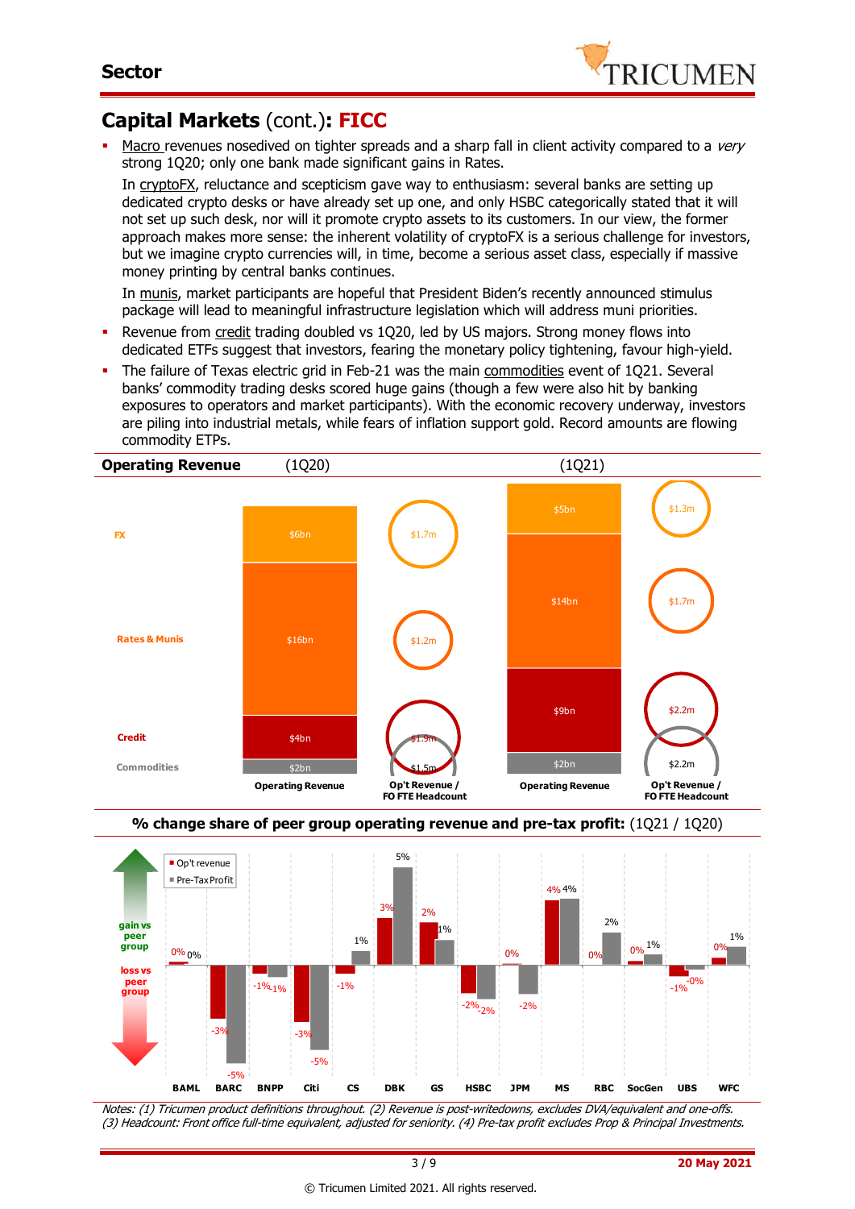## Capital Markets (cont.): **FICC**

- Macro revenues nosedived on tighter spreads and a sharp fall in client activity compared to a *very* strong 1Q20; only one bank made significant gains in Rates.

  In cryptoFX, reluctance and scepticism gave way to enthusiasm: several banks are setting up dedicated crypto desks or have already set up one, and only HSBC categorically stated that it will not set up such desk, nor will it promote crypto assets to its customers. In our view, the former approach makes more sense: the inherent volatility of cryptoFX is a serious challenge for investors, but we imagine crypto currencies will, in time, become a serious asset class, especially if massive money printing by central banks continues.

  In munis, market participants are hopeful that President Biden's recently announced stimulus package will lead to meaningful infrastructure legislation which will address muni priorities.
- Revenue from credit trading doubled vs 1Q20, led by US majors. Strong money flows into dedicated ETFs suggest that investors, fearing the monetary policy tightening, favour high-yield.
- The failure of Texas electric grid in Feb-21 was the main commodities event of 1Q21. Several banks' commodity trading desks scored huge gains (though a few were also hit by banking exposures to operators and market participants). With the economic recovery underway, investors are piling into industrial metals, while fears of inflation support gold. Record amounts are flowing commodity ETPs.

**Operating Revenue**

| | (1Q20) Operating Revenue | (1Q20) Op't Revenue / FO FTE Headcount | (1Q21) Operating Revenue | (1Q21) Op't Revenue / FO FTE Headcount |
|---|---|---|---|---|
| FX | $6bn | $1.7m | $5bn | $1.3m |
| Rates & Munis | $16bn | $1.2m | $14bn | $1.7m |
| Credit | $4bn | $1.9m | $9bn | $2.2m |
| Commodities | $2bn | $1.5m | $2bn | $2.2m |

**% change share of peer group operating revenue and pre-tax profit:** (1Q21 / 1Q20)

| | Op't revenue | Pre-Tax Profit |
|---|---|---|
| BAML | 0% | 0% |
| BARC | -3% | -5% |
| BNPP | -1% | -1% |
| Citi | -3% | -5% |
| CS | -1% | 1% |
| DBK | 3% | 5% |
| GS | 2% | 1% |
| HSBC | -2% | -2% |
| JPM | 0% | -2% |
| MS | 4% | 4% |
| RBC | 0% | 2% |
| SocGen | 0% | 1% |
| UBS | -1% | -0% |
| WFC | 0% | 1% |

gain vs peer group / loss vs peer group

*Notes: (1) Tricumen product definitions throughout. (2) Revenue is post-writedowns, excludes DVA/equivalent and one-offs. (3) Headcount: Front office full-time equivalent, adjusted for seniority. (4) Pre-tax profit excludes Prop & Principal Investments.*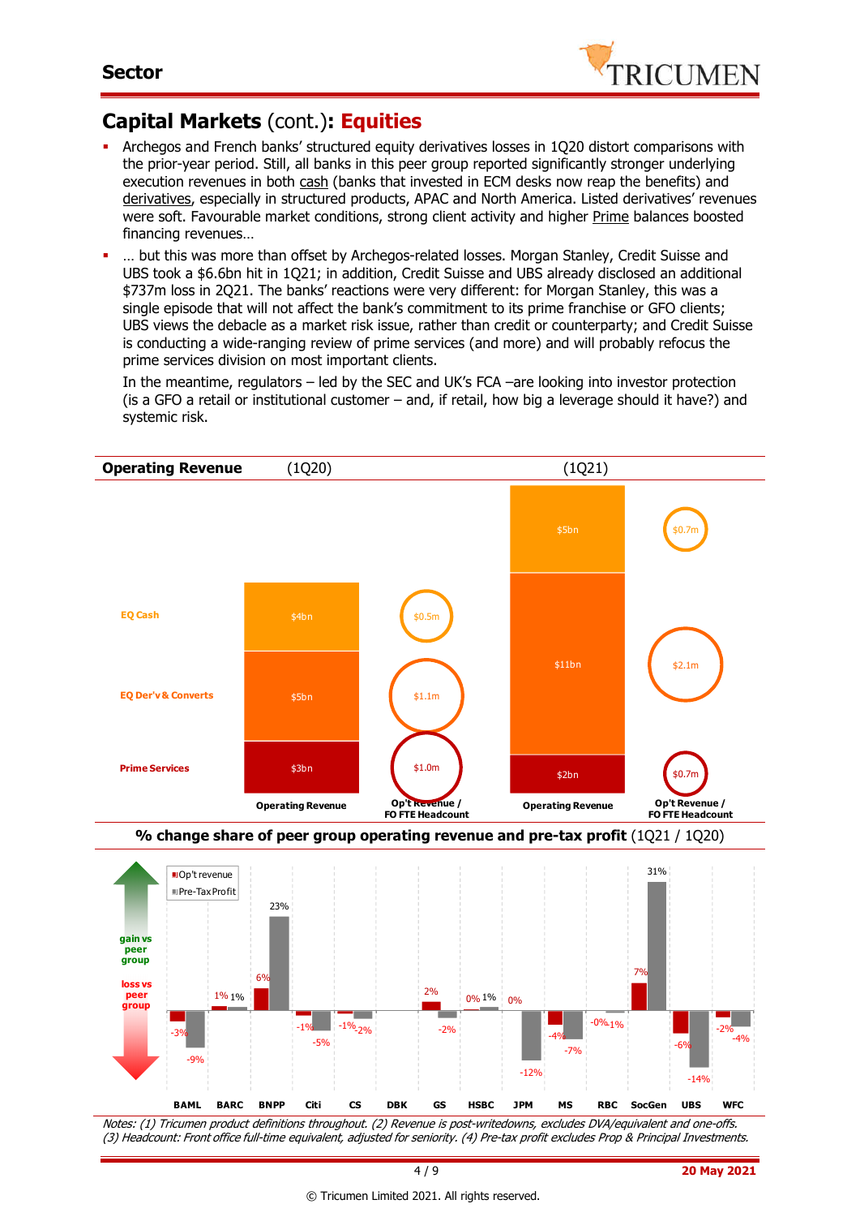## Capital Markets (cont.): Equities

- Archegos and French banks' structured equity derivatives losses in 1Q20 distort comparisons with the prior-year period. Still, all banks in this peer group reported significantly stronger underlying execution revenues in both cash (banks that invested in ECM desks now reap the benefits) and derivatives, especially in structured products, APAC and North America. Listed derivatives' revenues were soft. Favourable market conditions, strong client activity and higher Prime balances boosted financing revenues…
- … but this was more than offset by Archegos-related losses. Morgan Stanley, Credit Suisse and UBS took a $6.6bn hit in 1Q21; in addition, Credit Suisse and UBS already disclosed an additional $737m loss in 2Q21. The banks' reactions were very different: for Morgan Stanley, this was a single episode that will not affect the bank's commitment to its prime franchise or GFO clients; UBS views the debacle as a market risk issue, rather than credit or counterparty; and Credit Suisse is conducting a wide-ranging review of prime services (and more) and will probably refocus the prime services division on most important clients.

  In the meantime, regulators – led by the SEC and UK's FCA –are looking into investor protection (is a GFO a retail or institutional customer – and, if retail, how big a leverage should it have?) and systemic risk.

**Operating Revenue** (1Q20) (1Q21)

| | 1Q20 Operating Revenue | 1Q20 Op't Revenue / FO FTE Headcount | 1Q21 Operating Revenue | 1Q21 Op't Revenue / FO FTE Headcount |
|---|---|---|---|---|
| EQ Cash | $4bn | $0.5m | $5bn | $0.7m |
| EQ Der'v & Converts | $5bn | $1.1m | $11bn | $2.1m |
| Prime Services | $3bn | $1.0m | $2bn | $0.7m |

**% change share of peer group operating revenue and pre-tax profit** (1Q21 / 1Q20)

| | BAML | BARC | BNPP | Citi | CS | DBK | GS | HSBC | JPM | MS | RBC | SocGen | UBS | WFC |
|---|---|---|---|---|---|---|---|---|---|---|---|---|---|---|
| Op't revenue | -3% | 1% | 6% | -1% | -1% | | 2% | 0% | 0% | -4% | -0% | 7% | -6% | -2% |
| Pre-Tax Profit | -9% | 1% | 23% | -5% | -2% | | -2% | 1% | -12% | -7% | -1% | 31% | -14% | -4% |

*Notes: (1) Tricumen product definitions throughout. (2) Revenue is post-writedowns, excludes DVA/equivalent and one-offs. (3) Headcount: Front office full-time equivalent, adjusted for seniority. (4) Pre-tax profit excludes Prop & Principal Investments.*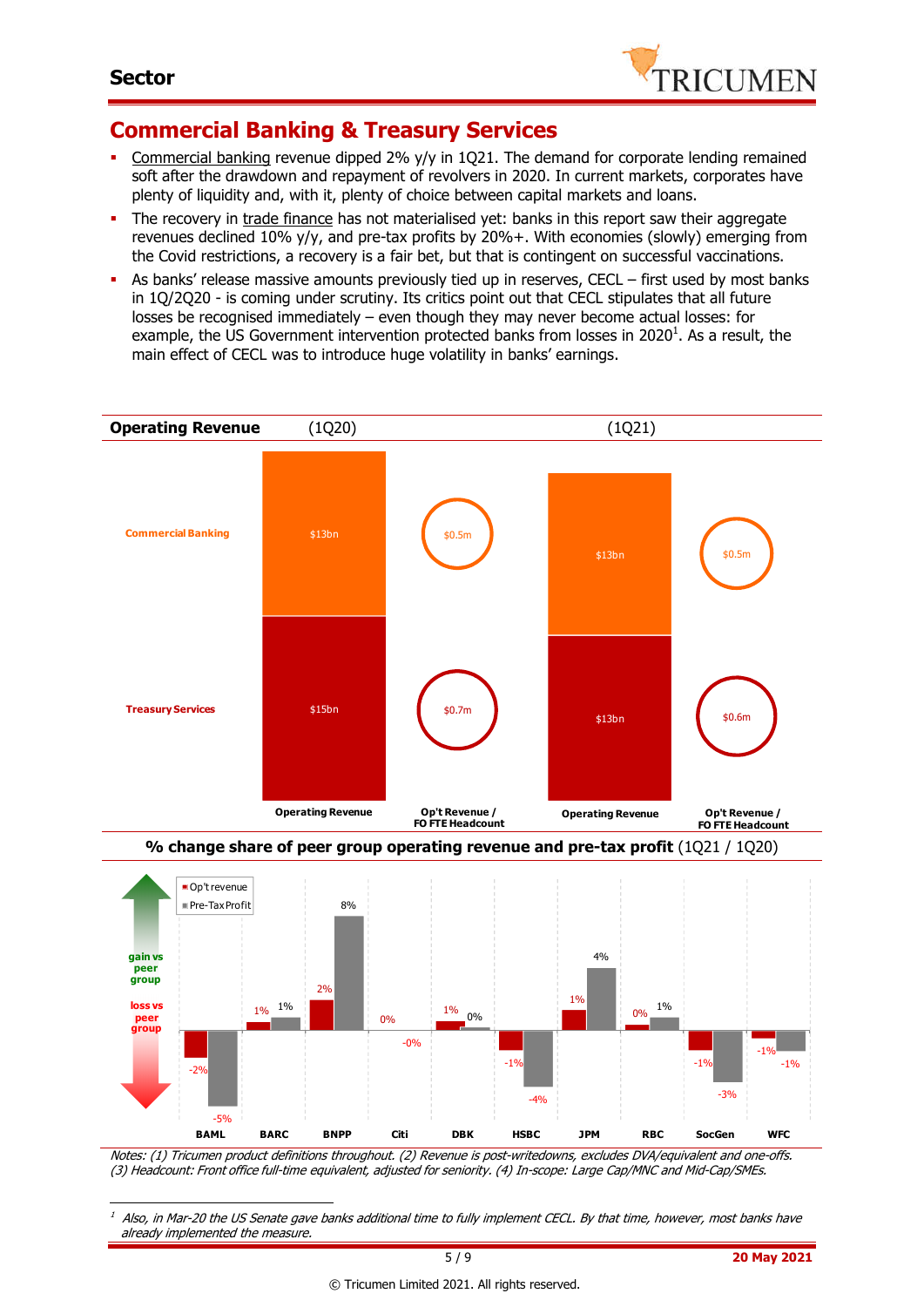## Commercial Banking & Treasury Services

- Commercial banking revenue dipped 2% y/y in 1Q21. The demand for corporate lending remained soft after the drawdown and repayment of revolvers in 2020. In current markets, corporates have plenty of liquidity and, with it, plenty of choice between capital markets and loans.
- The recovery in trade finance has not materialised yet: banks in this report saw their aggregate revenues declined 10% y/y, and pre-tax profits by 20%+. With economies (slowly) emerging from the Covid restrictions, a recovery is a fair bet, but that is contingent on successful vaccinations.
- As banks' release massive amounts previously tied up in reserves, CECL – first used by most banks in 1Q/2Q20 - is coming under scrutiny. Its critics point out that CECL stipulates that all future losses be recognised immediately – even though they may never become actual losses: for example, the US Government intervention protected banks from losses in 2020[1]. As a result, the main effect of CECL was to introduce huge volatility in banks' earnings.

**Operating Revenue** (1Q20) (1Q21)

| | 1Q20 Operating Revenue | 1Q20 Op't Revenue / FO FTE Headcount | 1Q21 Operating Revenue | 1Q21 Op't Revenue / FO FTE Headcount |
|---|---|---|---|---|
| Commercial Banking | $13bn | $0.5m | $13bn | $0.5m |
| Treasury Services | $15bn | $0.7m | $13bn | $0.6m |

**% change share of peer group operating revenue and pre-tax profit** (1Q21 / 1Q20)

| | BAML | BARC | BNPP | Citi | DBK | HSBC | JPM | RBC | SocGen | WFC |
|---|---|---|---|---|---|---|---|---|---|---|
| Op't revenue | -2% | 1% | 2% | 0% | 1% | -1% | 1% | 0% | -1% | -1% |
| Pre-Tax Profit | -5% | 1% | 8% | -0% | 0% | -4% | 4% | 1% | -3% | -1% |

*Notes: (1) Tricumen product definitions throughout. (2) Revenue is post-writedowns, excludes DVA/equivalent and one-offs. (3) Headcount: Front office full-time equivalent, adjusted for seniority. (4) In-scope: Large Cap/MNC and Mid-Cap/SMEs.*

[1] *Also, in Mar-20 the US Senate gave banks additional time to fully implement CECL. By that time, however, most banks have already implemented the measure.*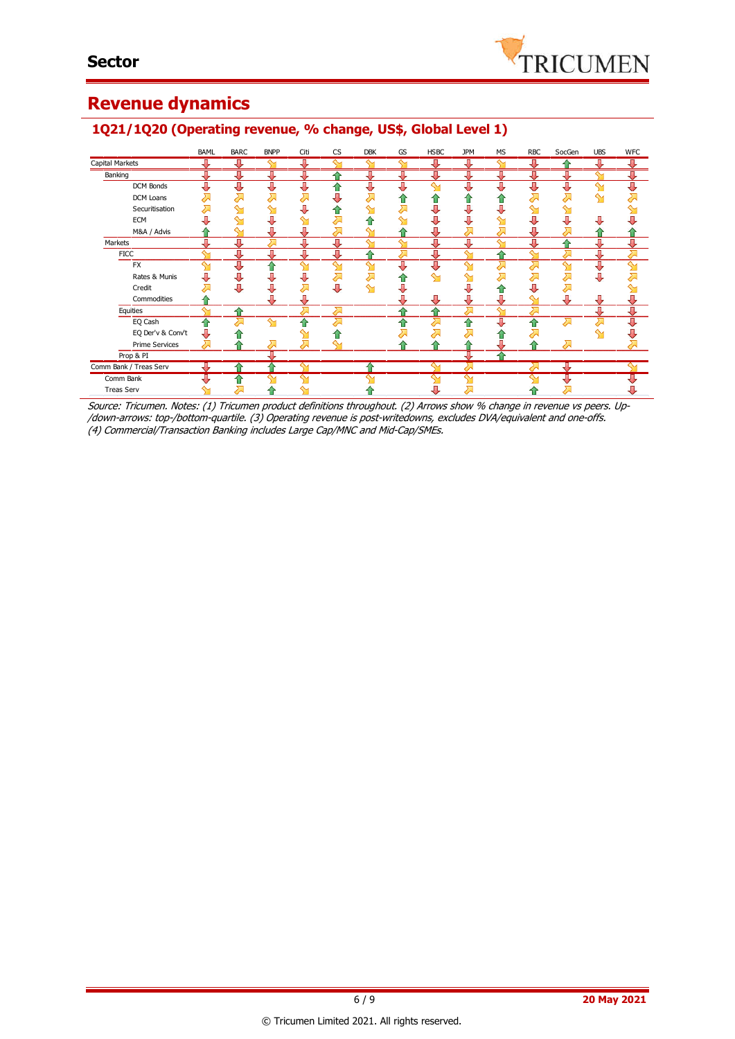# Revenue dynamics

## 1Q21/1Q20 (Operating revenue, % change, US$, Global Level 1)

| | BAML | BARC | BNPP | Citi | CS | DBK | GS | HSBC | JPM | MS | RBC | SocGen | UBS | WFC |
|---|---|---|---|---|---|---|---|---|---|---|---|---|---|---|
| Capital Markets | ⇩ | ⇩ | ⇘ | ⇩ | ⇘ | ⇘ | ⇘ | ⇩ | ⇩ | ⇘ | ⇩ | ⇧ | ⇩ | ⇩ |
| Banking | ⇩ | ⇩ | ⇩ | ⇩ | ⇧ | ⇩ | ⇩ | ⇩ | ⇩ | ⇩ | ⇩ | ⇩ | ⇘ | ⇩ |
| DCM Bonds | ⇩ | ⇩ | ⇩ | ⇩ | ⇧ | ⇩ | ⇩ | ⇘ | ⇩ | ⇩ | ⇩ | ⇩ | ⇘ | ⇩ |
| DCM Loans | ⇗ | ⇗ | ⇗ | ⇗ | ⇩ | ⇗ | ⇧ | ⇧ | ⇧ | ⇧ | ⇗ | ⇗ | ⇘ | ⇗ |
| Securitisation | ⇗ | ⇘ | ⇘ | ⇩ | ⇧ | ⇘ | ⇗ | ⇩ | ⇩ | ⇩ | ⇘ | ⇘ | | ⇘ |
| ECM | ⇩ | ⇘ | ⇩ | ⇘ | ⇗ | ⇧ | ⇘ | ⇩ | ⇩ | ⇘ | ⇩ | ⇩ | ⇩ | ⇩ |
| M&A / Advis | ⇧ | ⇘ | ⇩ | ⇩ | ⇗ | ⇘ | ⇧ | ⇩ | ⇗ | ⇗ | ⇩ | ⇗ | ⇧ | ⇧ |
| Markets | ⇩ | ⇩ | ⇗ | ⇩ | ⇩ | ⇘ | ⇘ | ⇩ | ⇩ | ⇘ | ⇩ | ⇧ | ⇩ | ⇩ |
| FICC | ⇘ | ⇩ | ⇩ | ⇩ | ⇩ | ⇧ | ⇗ | ⇩ | ⇘ | ⇧ | ⇘ | ⇗ | ⇩ | ⇗ |
| FX | ⇘ | ⇩ | ⇧ | ⇘ | ⇘ | ⇘ | ⇩ | ⇩ | ⇘ | ⇗ | ⇗ | ⇘ | ⇩ | ⇘ |
| Rates & Munis | ⇩ | ⇩ | ⇩ | ⇩ | ⇗ | ⇗ | ⇧ | ⇘ | ⇘ | ⇗ | ⇗ | ⇗ | ⇩ | ⇗ |
| Credit | ⇗ | ⇩ | ⇩ | ⇗ | ⇩ | ⇘ | ⇩ | | ⇩ | ⇧ | ⇩ | ⇗ | | ⇘ |
| Commodities | ⇧ | | ⇩ | ⇩ | | | ⇩ | ⇩ | ⇩ | ⇩ | ⇘ | ⇩ | ⇩ | ⇩ |
| Equities | ⇘ | ⇧ | | ⇗ | ⇗ | | ⇧ | ⇧ | ⇗ | ⇘ | ⇗ | | ⇩ | ⇩ |
| EQ Cash | ⇧ | ⇗ | ⇘ | ⇧ | ⇗ | | ⇧ | ⇗ | ⇧ | ⇩ | ⇧ | ⇗ | ⇗ | ⇩ |
| EQ Der'v & Conv't | ⇩ | ⇧ | | ⇘ | ⇧ | | ⇗ | ⇗ | ⇗ | ⇧ | ⇗ | | ⇘ | ⇩ |
| Prime Services | ⇗ | ⇧ | ⇗ | ⇗ | ⇘ | | ⇧ | ⇧ | ⇧ | ⇩ | ⇧ | ⇗ | | ⇗ |
| Prop & PI | | | ⇩ | | | | | | ⇩ | ⇧ | | | | |
| Comm Bank / Treas Serv | ⇩ | ⇧ | ⇧ | ⇘ | | ⇧ | | ⇘ | ⇗ | | ⇗ | ⇩ | | ⇘ |
| Comm Bank | ⇩ | ⇧ | ⇘ | ⇘ | | ⇘ | | ⇘ | ⇘ | | ⇘ | ⇩ | | ⇩ |
| Treas Serv | ⇘ | ⇗ | ⇧ | ⇘ | | ⇧ | | ⇩ | ⇗ | | ⇧ | ⇗ | | ⇩ |

*Source: Tricumen. Notes: (1) Tricumen product definitions throughout. (2) Arrows show % change in revenue vs peers. Up-/down-arrows: top-/bottom-quartile. (3) Operating revenue is post-writedowns, excludes DVA/equivalent and one-offs. (4) Commercial/Transaction Banking includes Large Cap/MNC and Mid-Cap/SMEs.*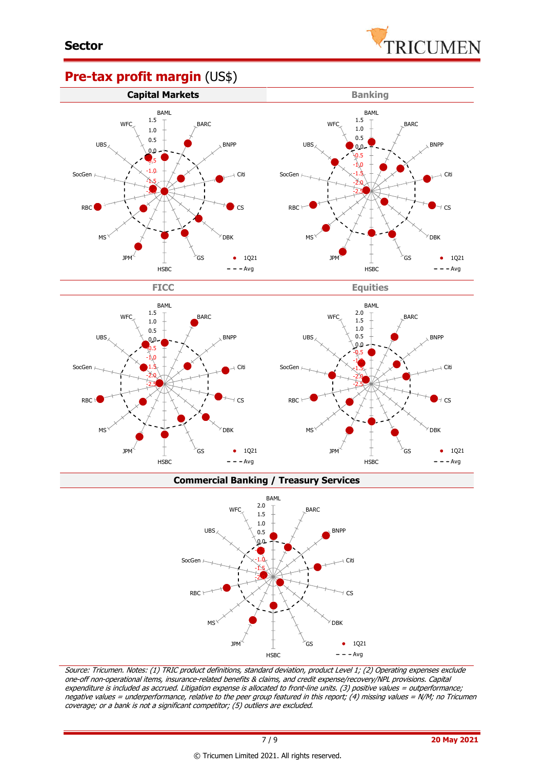## Pre-tax profit margin (US$)

### Capital Markets

BAML, BARC, BNPP, Citi, CS, DBK, GS, HSBC, JPM, MS, RBC, SocGen, UBS, WFC

1.5, 1.0, 0.5, 0.0, -0.5, -1.0, -1.5, -2.0

● 1Q21
- - - Avg

### Banking

BAML, BARC, BNPP, Citi, CS, DBK, GS, HSBC, JPM, MS, RBC, SocGen, UBS, WFC

1.5, 1.0, 0.5, 0.0, -0.5, -1.0, -1.5, -2.0, -2.5

● 1Q21
- - - Avg

### FICC

BAML, BARC, BNPP, Citi, CS, DBK, GS, HSBC, JPM, MS, RBC, SocGen, UBS, WFC

1.5, 1.0, 0.5, 0.0, -0.5, -1.0, -1.5, -2.0, -2.5

● 1Q21
- - - Avg

### Equities

BAML, BARC, BNPP, Citi, CS, DBK, GS, HSBC, JPM, MS, RBC, SocGen, UBS, WFC

2.0, 1.5, 1.0, 0.5, 0.0, -0.5, -1.0, -1.5, -2.0, -2.5

● 1Q21
- - - Avg

### Commercial Banking / Treasury Services

BAML, BARC, BNPP, Citi, CS, DBK, GS, HSBC, JPM, MS, RBC, SocGen, UBS, WFC

2.0, 1.5, 1.0, 0.5, 0.0, -0.5, -1.0, -1.5, -2.0

● 1Q21
- - - Avg

*Source: Tricumen. Notes: (1) TRIC product definitions, standard deviation, product Level 1; (2) Operating expenses exclude one-off non-operational items, insurance-related benefits & claims, and credit expense/recovery/NPL provisions. Capital expenditure is included as accrued. Litigation expense is allocated to front-line units. (3) positive values = outperformance; negative values = underperformance, relative to the peer group featured in this report; (4) missing values = N/M; no Tricumen coverage; or a bank is not a significant competitor; (5) outliers are excluded.*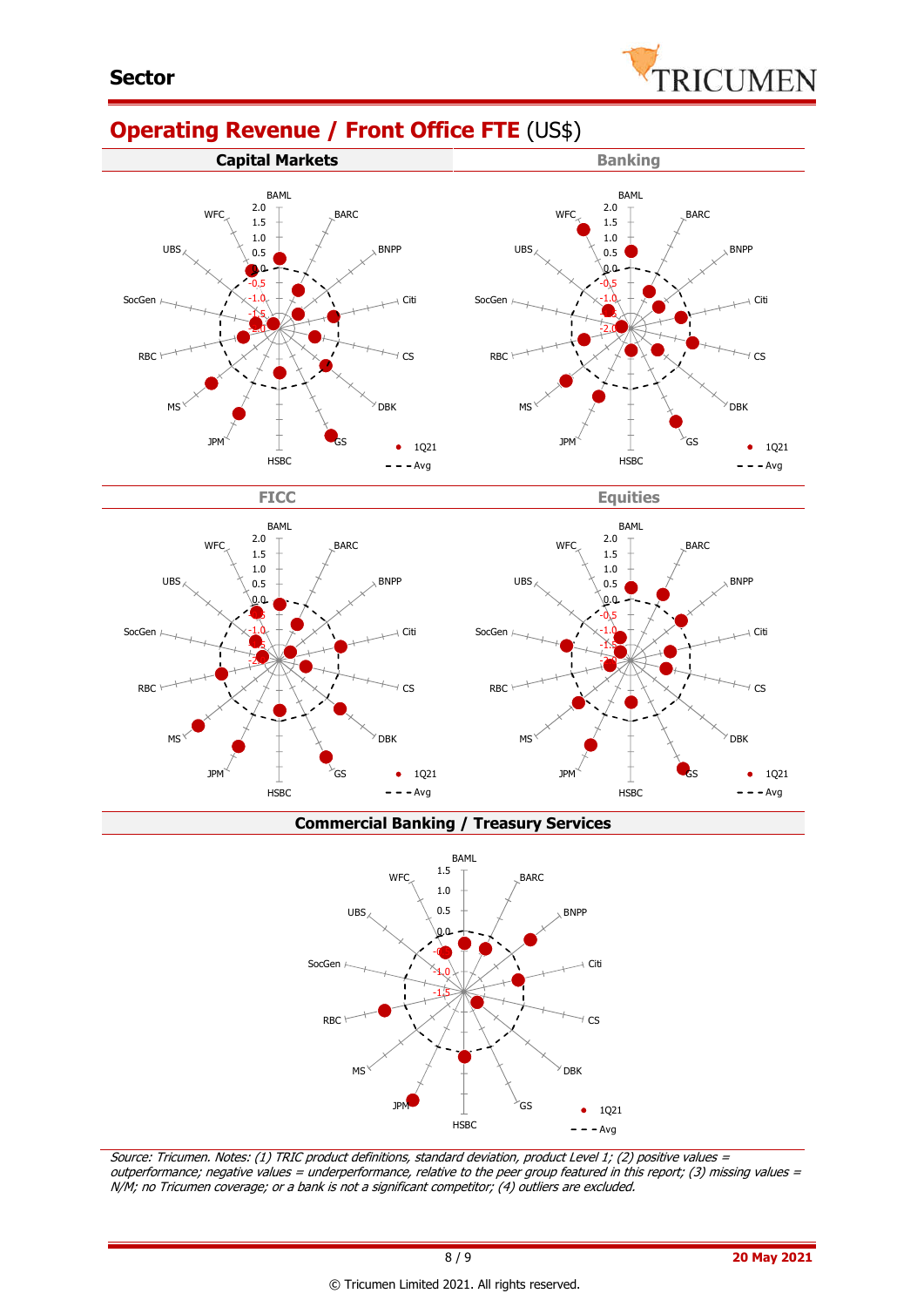## Sector

# Operating Revenue / Front Office FTE (US$)

### Capital Markets

BAML, BARC, BNPP, Citi, CS, DBK, GS, HSBC, JPM, MS, RBC, SocGen, UBS, WFC

2.0, 1.5, 1.0, 0.5, 0.0, -0.5, -1.0, -1.5, -2.0

• 1Q21
- - - Avg

### Banking

BAML, BARC, BNPP, Citi, CS, DBK, GS, HSBC, JPM, MS, RBC, SocGen, UBS, WFC

2.0, 1.5, 1.0, 0.5, 0.0, -0.5, -1.0, -1.5, -2.0

• 1Q21
- - - Avg

### FICC

BAML, BARC, BNPP, Citi, CS, DBK, GS, HSBC, JPM, MS, RBC, SocGen, UBS, WFC

2.0, 1.5, 1.0, 0.5, 0.0, -0.5, -1.0, -1.5, -2.0

• 1Q21
- - - Avg

### Equities

BAML, BARC, BNPP, Citi, CS, DBK, GS, HSBC, JPM, MS, RBC, SocGen, UBS, WFC

2.0, 1.5, 1.0, 0.5, 0.0, -0.5, -1.0, -1.5, -2.0

• 1Q21
- - - Avg

### Commercial Banking / Treasury Services

BAML, BARC, BNPP, Citi, CS, DBK, GS, HSBC, JPM, MS, RBC, SocGen, UBS, WFC

1.5, 1.0, 0.5, 0.0, -0.5, -1.0, -1.5

• 1Q21
- - - Avg

*Source: Tricumen. Notes: (1) TRIC product definitions, standard deviation, product Level 1; (2) positive values = outperformance; negative values = underperformance, relative to the peer group featured in this report; (3) missing values = N/M; no Tricumen coverage; or a bank is not a significant competitor; (4) outliers are excluded.*

20 May 2021

© Tricumen Limited 2021. All rights reserved.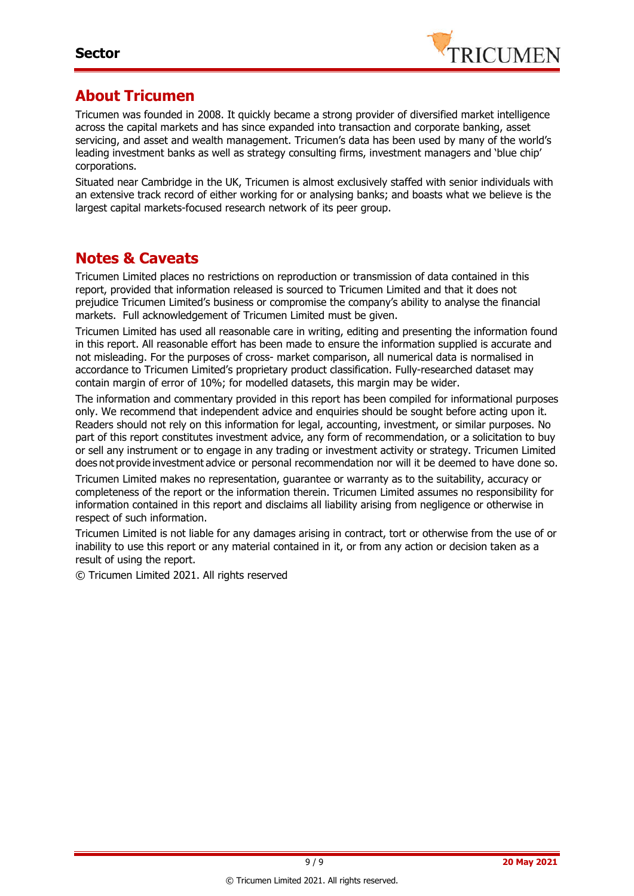## About Tricumen

Tricumen was founded in 2008. It quickly became a strong provider of diversified market intelligence across the capital markets and has since expanded into transaction and corporate banking, asset servicing, and asset and wealth management. Tricumen's data has been used by many of the world's leading investment banks as well as strategy consulting firms, investment managers and 'blue chip' corporations.

Situated near Cambridge in the UK, Tricumen is almost exclusively staffed with senior individuals with an extensive track record of either working for or analysing banks; and boasts what we believe is the largest capital markets-focused research network of its peer group.

## Notes & Caveats

Tricumen Limited places no restrictions on reproduction or transmission of data contained in this report, provided that information released is sourced to Tricumen Limited and that it does not prejudice Tricumen Limited's business or compromise the company's ability to analyse the financial markets. Full acknowledgement of Tricumen Limited must be given.

Tricumen Limited has used all reasonable care in writing, editing and presenting the information found in this report. All reasonable effort has been made to ensure the information supplied is accurate and not misleading. For the purposes of cross- market comparison, all numerical data is normalised in accordance to Tricumen Limited's proprietary product classification. Fully-researched dataset may contain margin of error of 10%; for modelled datasets, this margin may be wider.

The information and commentary provided in this report has been compiled for informational purposes only. We recommend that independent advice and enquiries should be sought before acting upon it. Readers should not rely on this information for legal, accounting, investment, or similar purposes. No part of this report constitutes investment advice, any form of recommendation, or a solicitation to buy or sell any instrument or to engage in any trading or investment activity or strategy. Tricumen Limited does not provide investment advice or personal recommendation nor will it be deemed to have done so.

Tricumen Limited makes no representation, guarantee or warranty as to the suitability, accuracy or completeness of the report or the information therein. Tricumen Limited assumes no responsibility for information contained in this report and disclaims all liability arising from negligence or otherwise in respect of such information.

Tricumen Limited is not liable for any damages arising in contract, tort or otherwise from the use of or inability to use this report or any material contained in it, or from any action or decision taken as a result of using the report.

© Tricumen Limited 2021. All rights reserved